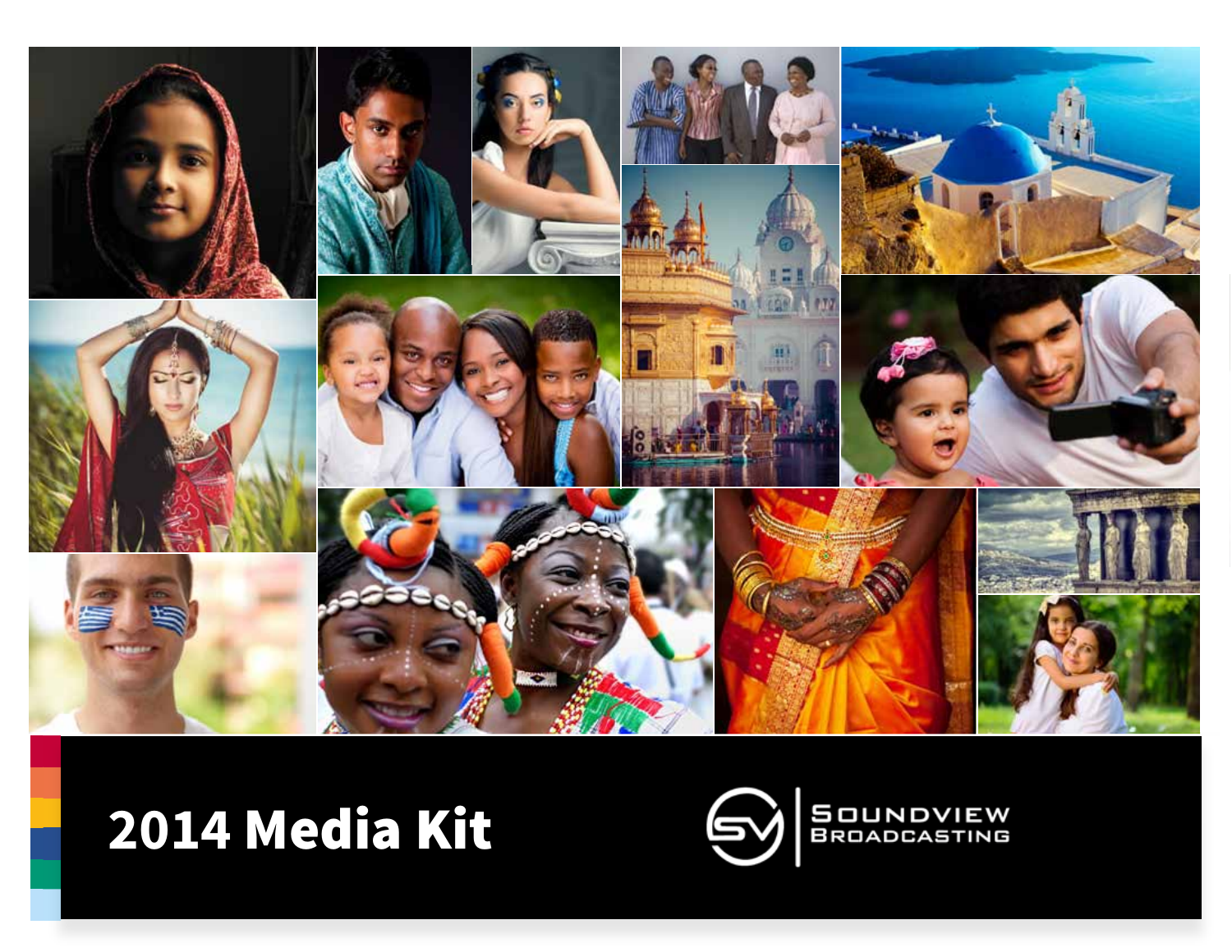# 2014 Media Kit

Soundview Broadcasting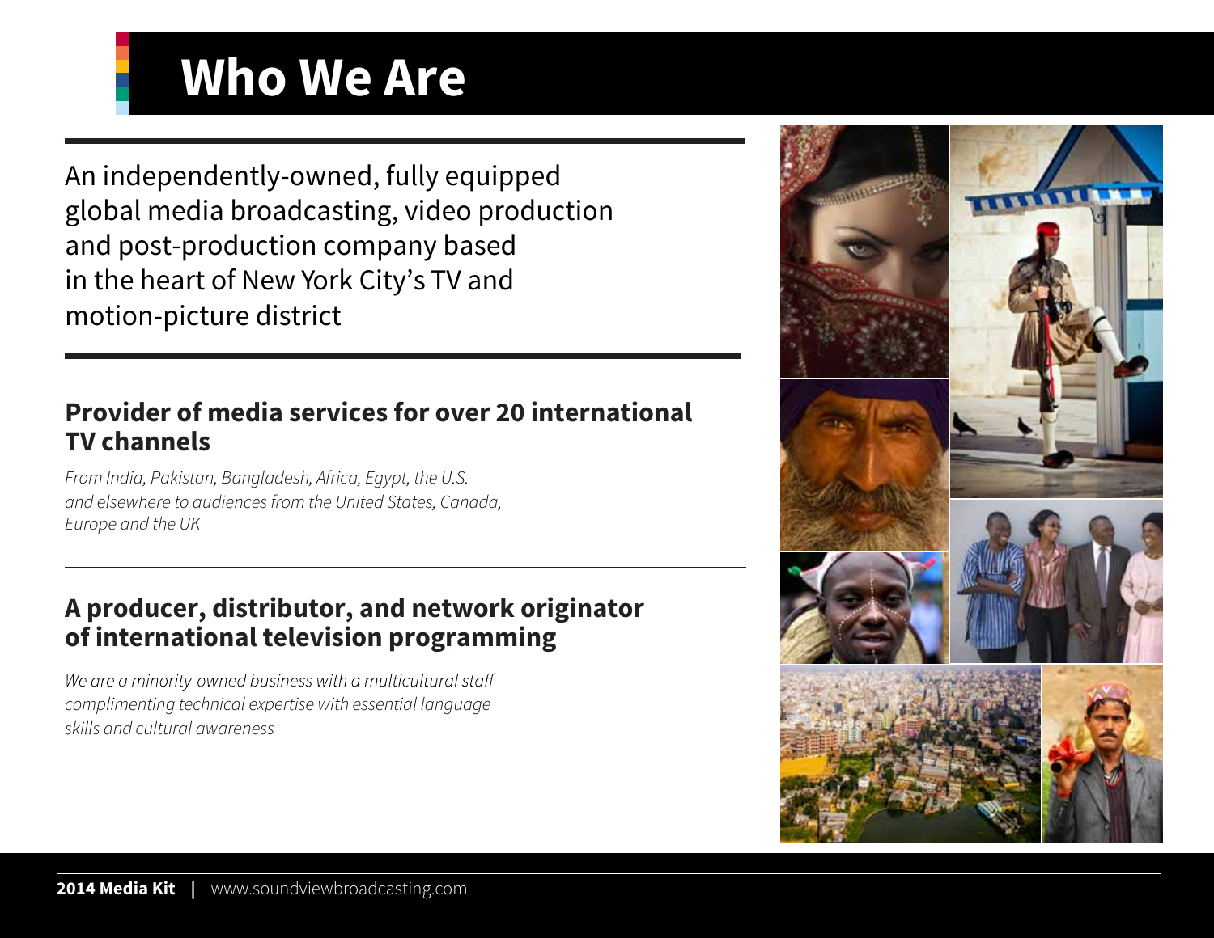# Who We Are

An independently-owned, fully equipped global media broadcasting, video production and post-production company based in the heart of New York City's TV and motion-picture district

## Provider of media services for over 20 international TV channels

*From India, Pakistan, Bangladesh, Africa, Egypt, the U.S. and elsewhere to audiences from the United States, Canada, Europe and the UK*

## A producer, distributor, and network originator of international television programming

*We are a minority-owned business with a multicultural staff complimenting technical expertise with essential language skills and cultural awareness*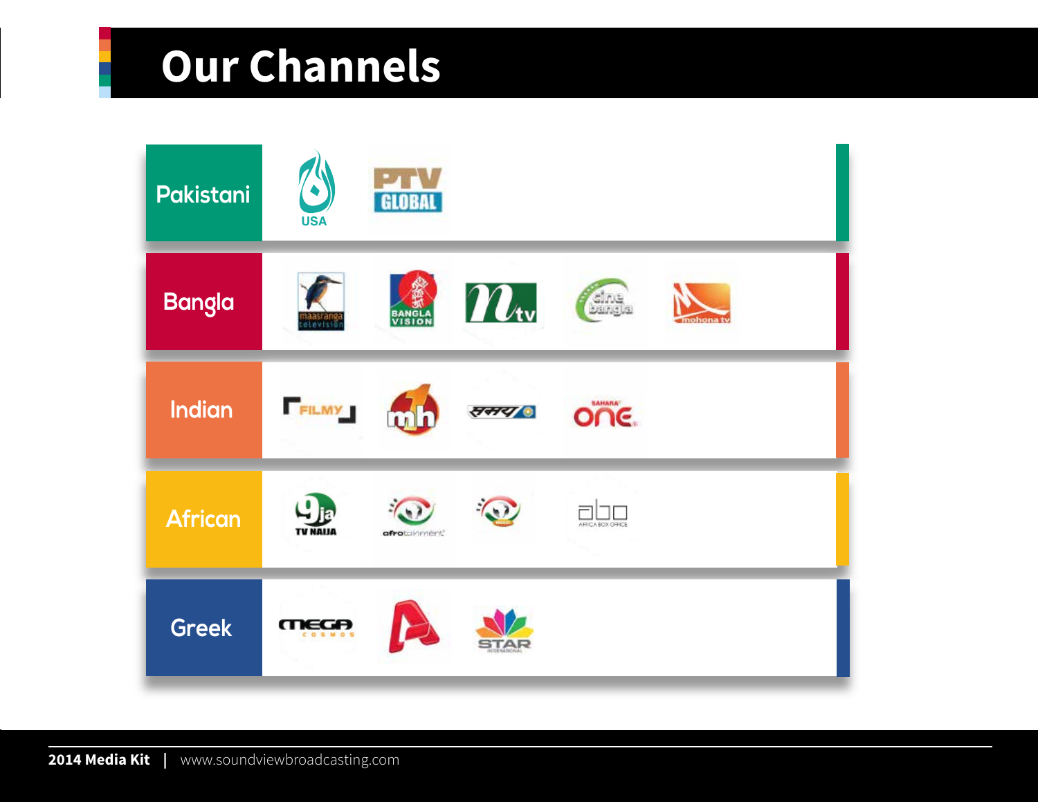# Our Channels

**Pakistani**

**Bangla**

**Indian**

**African**

**Greek**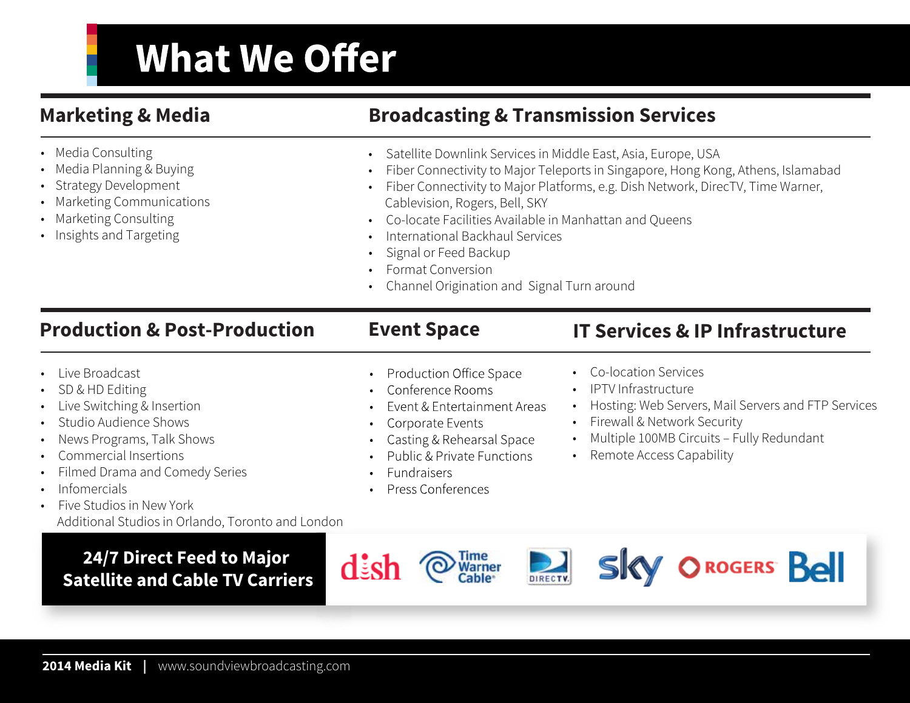# What We Offer

## Marketing & Media

- Media Consulting
- Media Planning & Buying
- Strategy Development
- Marketing Communications
- Marketing Consulting
- Insights and Targeting

## Broadcasting & Transmission Services

- Satellite Downlink Services in Middle East, Asia, Europe, USA
- Fiber Connectivity to Major Teleports in Singapore, Hong Kong, Athens, Islamabad
- Fiber Connectivity to Major Platforms, e.g. Dish Network, DirecTV, Time Warner, Cablevision, Rogers, Bell, SKY
- Co-locate Facilities Available in Manhattan and Queens
- International Backhaul Services
- Signal or Feed Backup
- Format Conversion
- Channel Origination and Signal Turn around

## Production & Post-Production

- Live Broadcast
- SD & HD Editing
- Live Switching & Insertion
- Studio Audience Shows
- News Programs, Talk Shows
- Commercial Insertions
- Filmed Drama and Comedy Series
- Infomercials
- Five Studios in New York
  Additional Studios in Orlando, Toronto and London

## Event Space

- Production Office Space
- Conference Rooms
- Event & Entertainment Areas
- Corporate Events
- Casting & Rehearsal Space
- Public & Private Functions
- Fundraisers
- Press Conferences

## IT Services & IP Infrastructure

- Co-location Services
- IPTV Infrastructure
- Hosting: Web Servers, Mail Servers and FTP Services
- Firewall & Network Security
- Multiple 100MB Circuits – Fully Redundant
- Remote Access Capability

**24/7 Direct Feed to Major Satellite and Cable TV Carriers**

dish | Time Warner Cable | DIRECTV | sky | ROGERS | Bell

**2014 Media Kit** | www.soundviewbroadcasting.com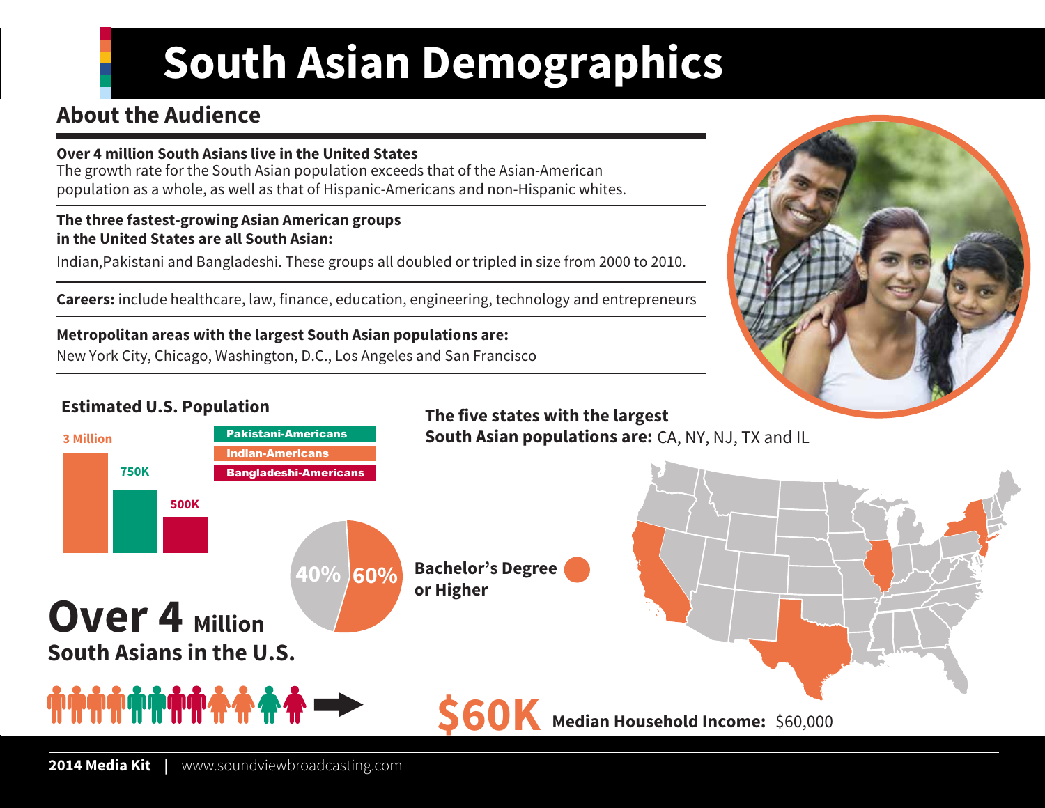# South Asian Demographics

## About the Audience

**Over 4 million South Asians live in the United States**
The growth rate for the South Asian population exceeds that of the Asian-American population as a whole, as well as that of Hispanic-Americans and non-Hispanic whites.

**The three fastest-growing Asian American groups in the United States are all South Asian:**
Indian,Pakistani and Bangladeshi. These groups all doubled or tripled in size from 2000 to 2010.

**Careers:** include healthcare, law, finance, education, engineering, technology and entrepreneurs

**Metropolitan areas with the largest South Asian populations are:**
New York City, Chicago, Washington, D.C., Los Angeles and San Francisco

### Estimated U.S. Population

3 Million
750K
500K

Pakistani-Americans
Indian-Americans
Bangladeshi-Americans

40%
60%

**Bachelor's Degree or Higher**

**Over 4 Million South Asians in the U.S.**

**The five states with the largest South Asian populations are:** CA, NY, NJ, TX and IL

**$60K** **Median Household Income:** $60,000

**2014 Media Kit** | www.soundviewbroadcasting.com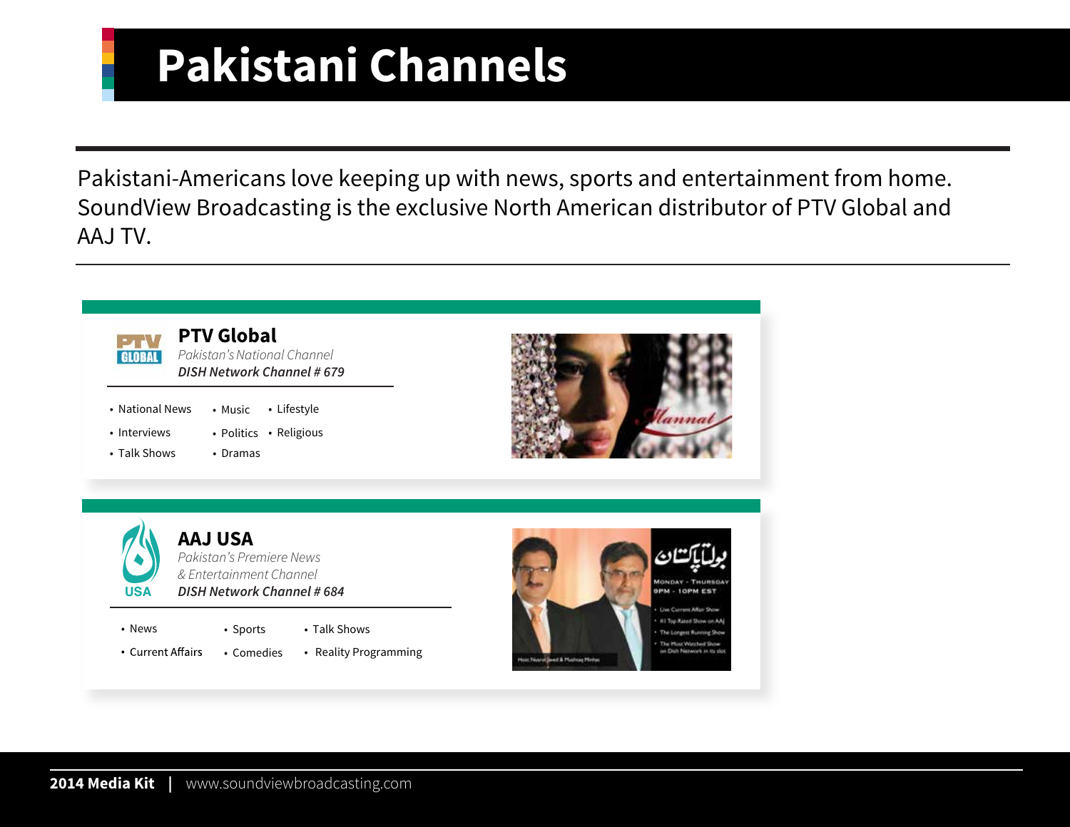# Pakistani Channels

Pakistani-Americans love keeping up with news, sports and entertainment from home. SoundView Broadcasting is the exclusive North American distributor of PTV Global and AAJ TV.

## PTV Global

*Pakistan's National Channel*

***DISH Network Channel # 679***

- National News
- Interviews
- Talk Shows
- Music
- Politics
- Dramas
- Lifestyle
- Religious

## AAJ USA

*Pakistan's Premiere News & Entertainment Channel*

***DISH Network Channel # 684***

- News
- Current Affairs
- Sports
- Comedies
- Talk Shows
- Reality Programming

**2014 Media Kit** | www.soundviewbroadcasting.com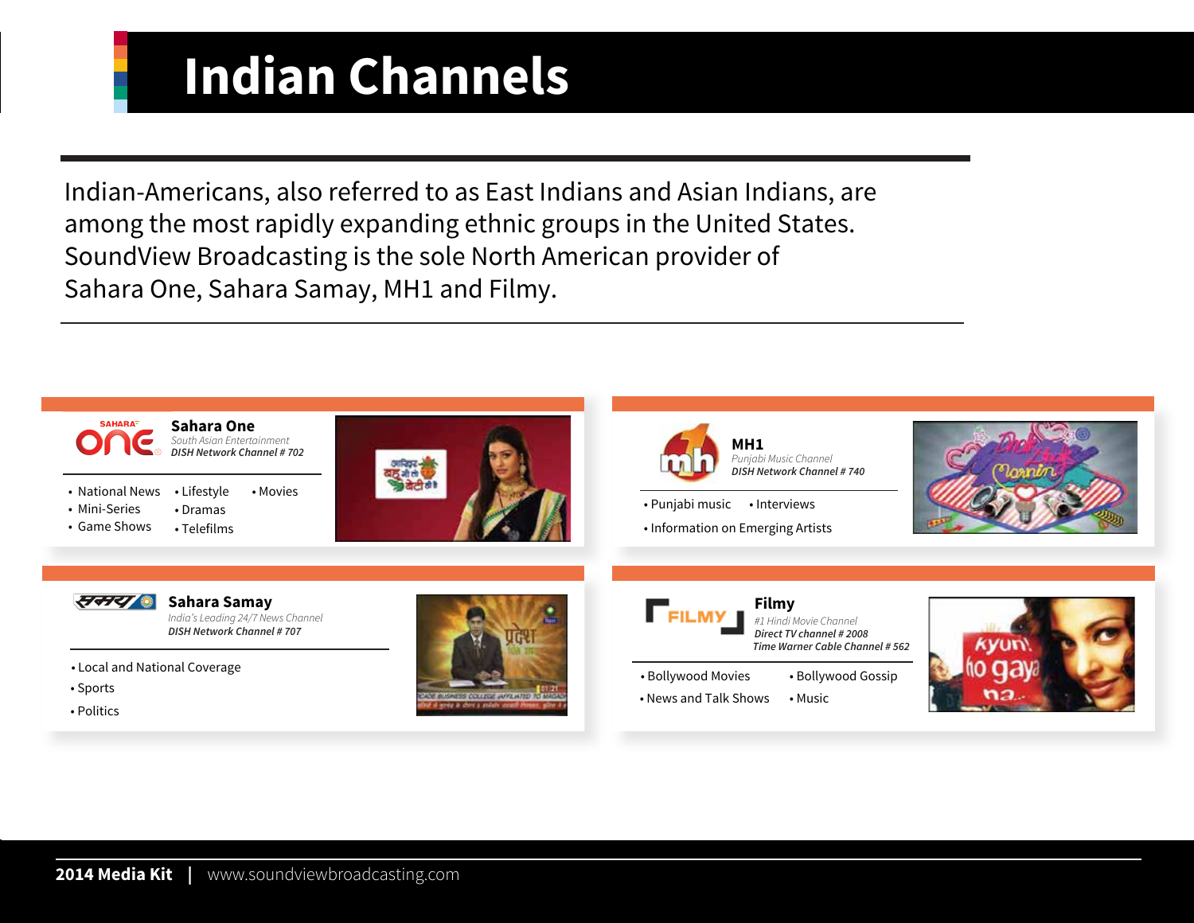# Indian Channels

Indian-Americans, also referred to as East Indians and Asian Indians, are among the most rapidly expanding ethnic groups in the United States. SoundView Broadcasting is the sole North American provider of Sahara One, Sahara Samay, MH1 and Filmy.

## Sahara One

*South Asian Entertainment*
***DISH Network Channel # 702***

- National News
- Mini-Series
- Game Shows
- Lifestyle
- Dramas
- Telefilms
- Movies

## MH1

*Punjabi Music Channel*
***DISH Network Channel # 740***

- Punjabi music
- Interviews
- Information on Emerging Artists

## Sahara Samay

*India's Leading 24/7 News Channel*
***DISH Network Channel # 707***

- Local and National Coverage
- Sports
- Politics

## Filmy

*#1 Hindi Movie Channel*
***Direct TV channel # 2008***
***Time Warner Cable Channel # 562***

- Bollywood Movies
- News and Talk Shows
- Bollywood Gossip
- Music

**2014 Media Kit** | www.soundviewbroadcasting.com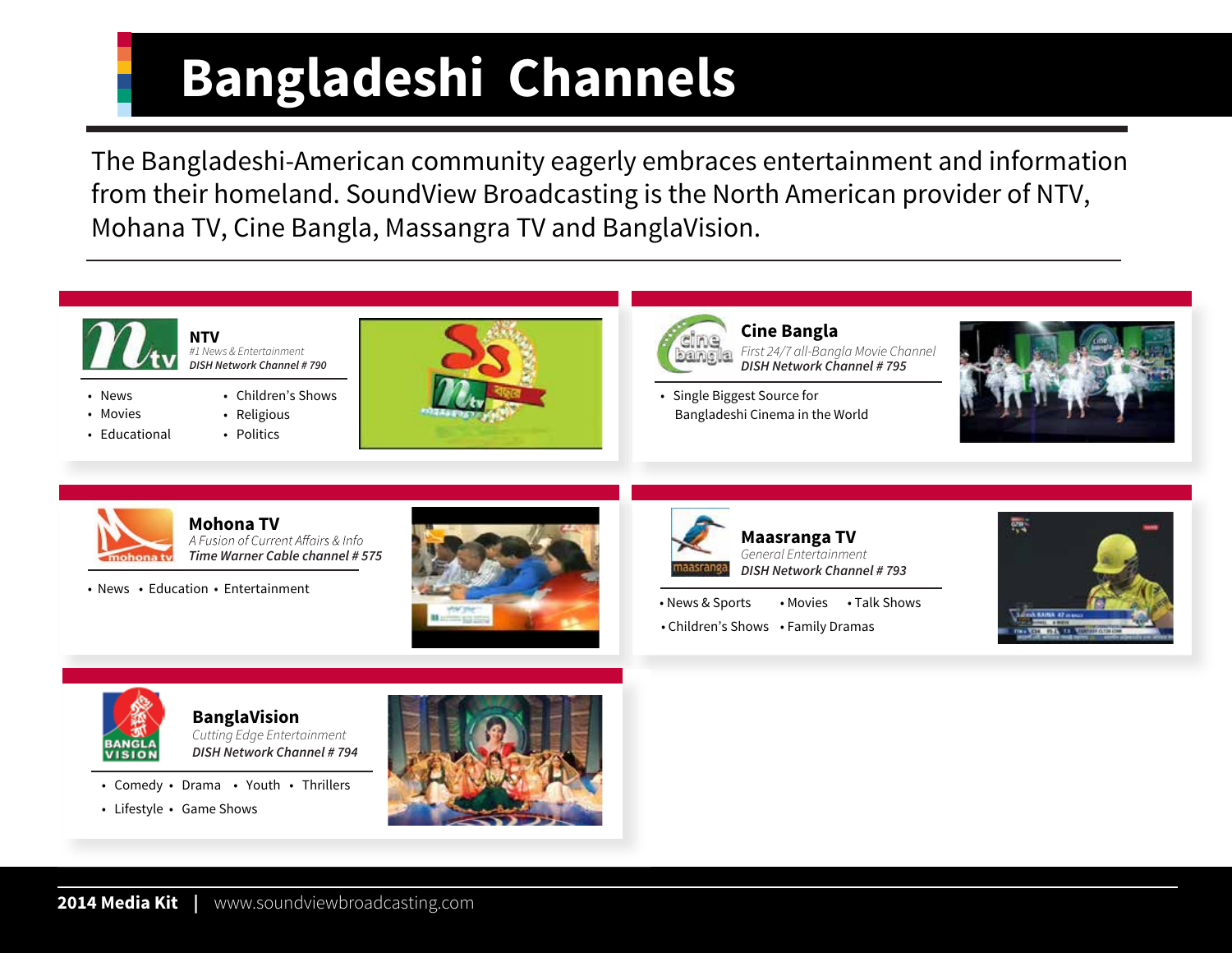# Bangladeshi Channels

The Bangladeshi-American community eagerly embraces entertainment and information from their homeland. SoundView Broadcasting is the North American provider of NTV, Mohana TV, Cine Bangla, Massangra TV and BanglaVision.

## NTV

*#1 News & Entertainment*

***DISH Network Channel # 790***

- News
- Movies
- Educational
- Children's Shows
- Religious
- Politics

## Cine Bangla

*First 24/7 all-Bangla Movie Channel*

***DISH Network Channel # 795***

- Single Biggest Source for Bangladeshi Cinema in the World

## Mohona TV

*A Fusion of Current Affairs & Info*

***Time Warner Cable channel # 575***

- News
- Education
- Entertainment

## Maasranga TV

*General Entertainment*

***DISH Network Channel # 793***

- News & Sports
- Movies
- Talk Shows
- Children's Shows
- Family Dramas

## BanglaVision

*Cutting Edge Entertainment*

***DISH Network Channel # 794***

- Comedy
- Drama
- Youth
- Thrillers
- Lifestyle
- Game Shows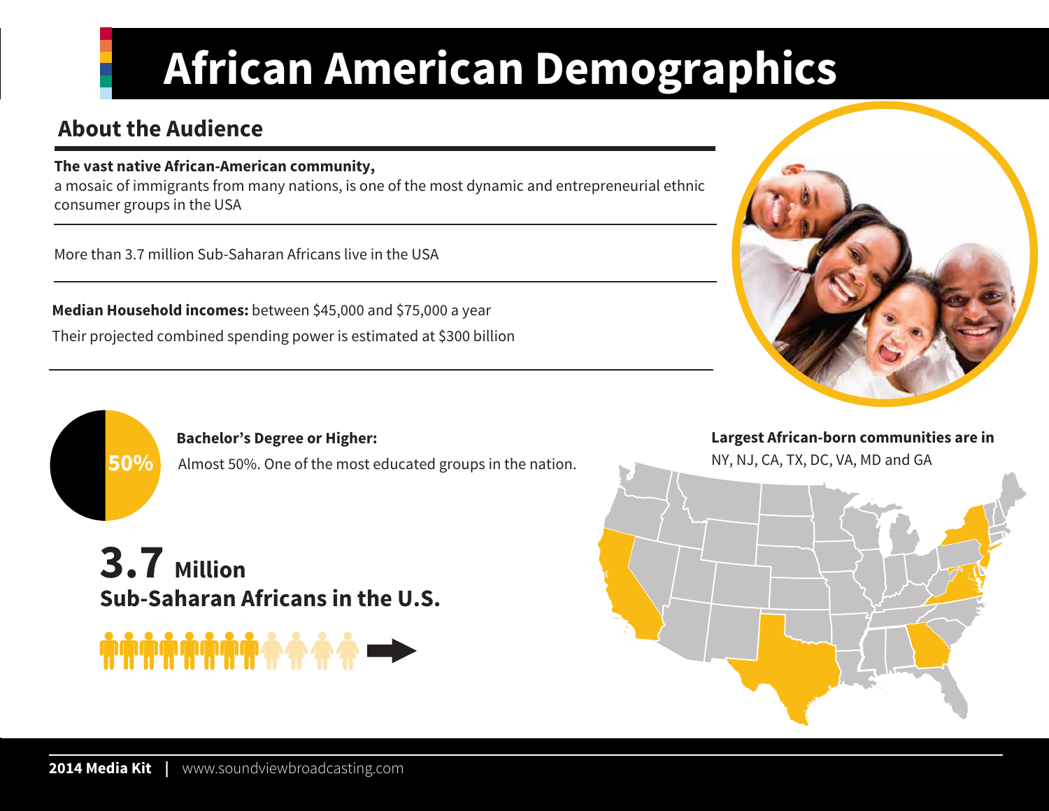# African American Demographics

## About the Audience

**The vast native African-American community,**
a mosaic of immigrants from many nations, is one of the most dynamic and entrepreneurial ethnic consumer groups in the USA

More than 3.7 million Sub-Saharan Africans live in the USA

**Median Household incomes:** between $45,000 and $75,000 a year

Their projected combined spending power is estimated at $300 billion

50%

**Bachelor's Degree or Higher:**
Almost 50%. One of the most educated groups in the nation.

**Largest African-born communities are in**
NY, NJ, CA, TX, DC, VA, MD and GA

**3.7 Million**
**Sub-Saharan Africans in the U.S.**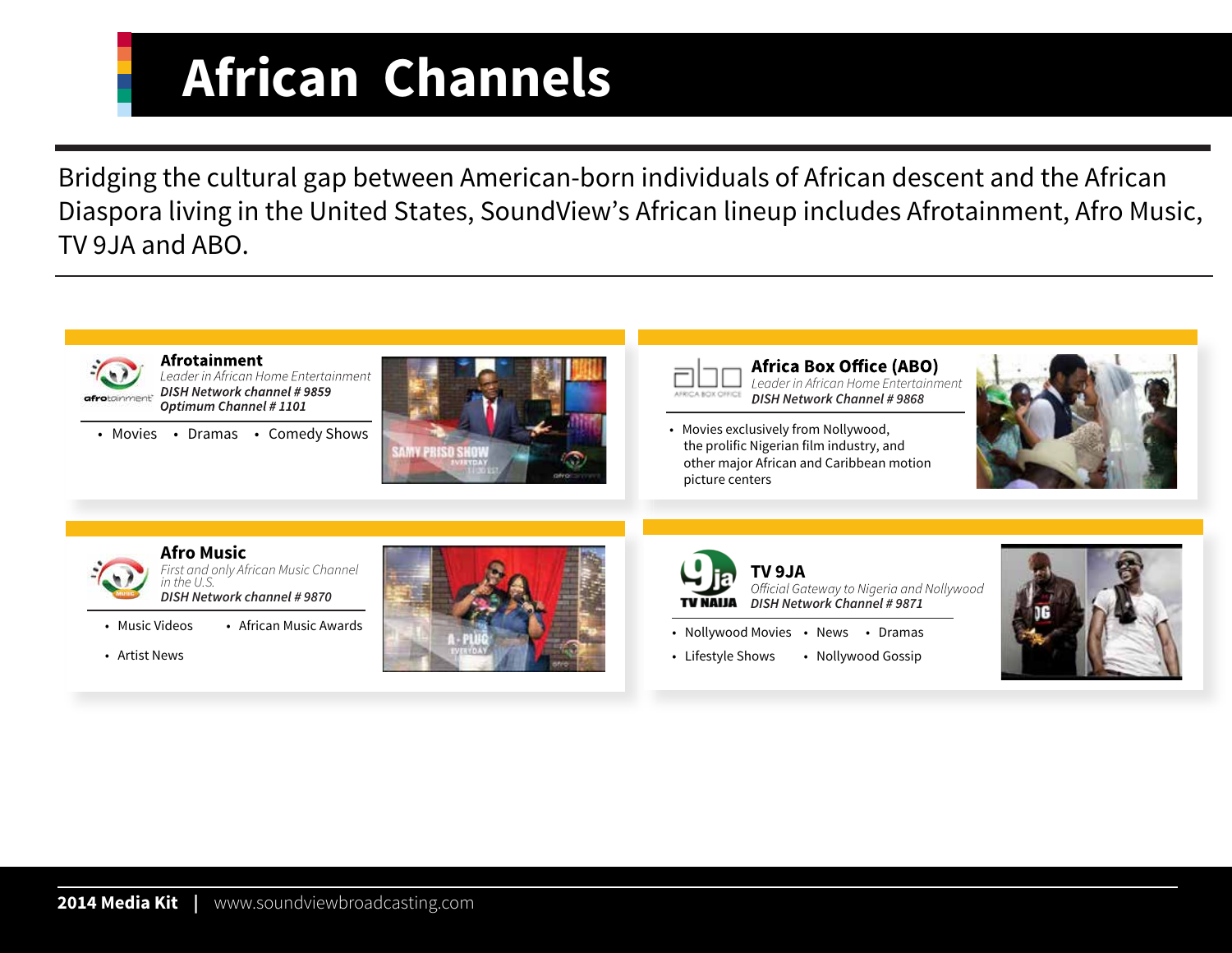# African Channels

Bridging the cultural gap between American-born individuals of African descent and the African Diaspora living in the United States, SoundView's African lineup includes Afrotainment, Afro Music, TV 9JA and ABO.

### Afrotainment

*Leader in African Home Entertainment*
*DISH Network channel # 9859*
*Optimum Channel # 1101*

- Movies
- Dramas
- Comedy Shows

### Africa Box Office (ABO)

*Leader in African Home Entertainment*
*DISH Network Channel # 9868*

- Movies exclusively from Nollywood, the prolific Nigerian film industry, and other major African and Caribbean motion picture centers

### Afro Music

*First and only African Music Channel in the U.S.*
*DISH Network channel # 9870*

- Music Videos
- African Music Awards
- Artist News

### TV 9JA

*Official Gateway to Nigeria and Nollywood*
*DISH Network Channel # 9871*

- Nollywood Movies
- News
- Dramas
- Lifestyle Shows
- Nollywood Gossip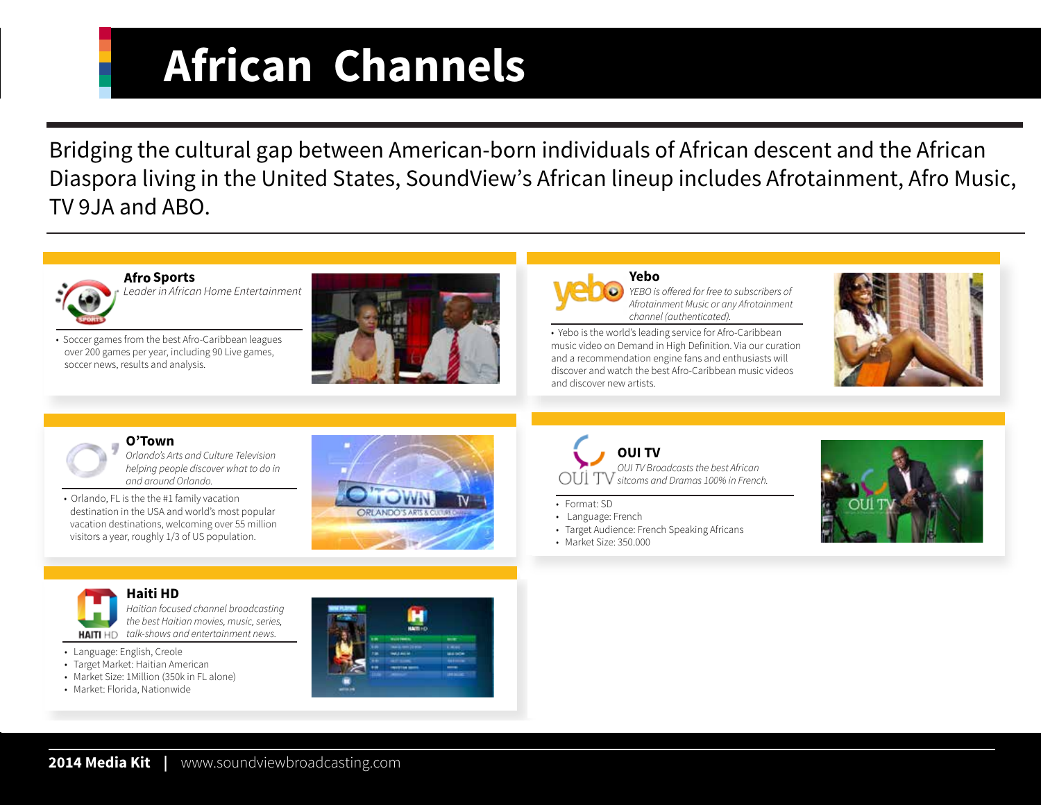# African Channels

Bridging the cultural gap between American-born individuals of African descent and the African Diaspora living in the United States, SoundView's African lineup includes Afrotainment, Afro Music, TV 9JA and ABO.

### Afro Sports

*Leader in African Home Entertainment*

- Soccer games from the best Afro-Caribbean leagues over 200 games per year, including 90 Live games, soccer news, results and analysis.

### Yebo

*YEBO is offered for free to subscribers of Afrotainment Music or any Afrotainment channel (authenticated).*

- Yebo is the world's leading service for Afro-Caribbean music video on Demand in High Definition. Via our curation and a recommendation engine fans and enthusiasts will discover and watch the best Afro-Caribbean music videos and discover new artists.

### O'Town

*Orlando's Arts and Culture Television helping people discover what to do in and around Orlando.*

- Orlando, FL is the the #1 family vacation destination in the USA and world's most popular vacation destinations, welcoming over 55 million visitors a year, roughly 1/3 of US population.

### OUI TV

*OUI TV Broadcasts the best African sitcoms and Dramas 100% in French.*

- Format: SD
- Language: French
- Target Audience: French Speaking Africans
- Market Size: 350.000

### Haiti HD

*Haitian focused channel broadcasting the best Haitian movies, music, series, talk-shows and entertainment news.*

- Language: English, Creole
- Target Market: Haitian American
- Market Size: 1Million (350k in FL alone)
- Market: Florida, Nationwide

**2014 Media Kit** | www.soundviewbroadcasting.com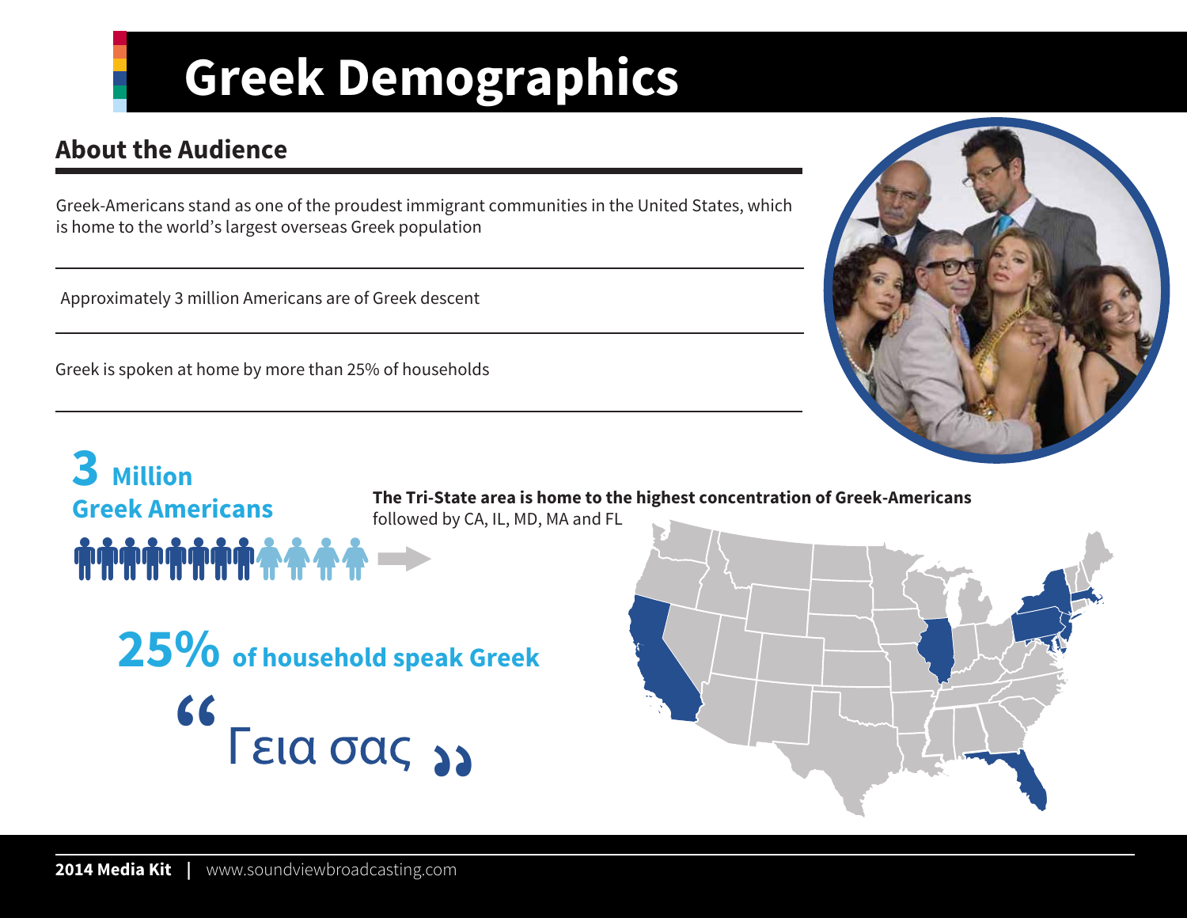# Greek Demographics

## About the Audience

Greek-Americans stand as one of the proudest immigrant communities in the United States, which is home to the world's largest overseas Greek population

Approximately 3 million Americans are of Greek descent

Greek is spoken at home by more than 25% of households

**3 Million Greek Americans**

**The Tri-State area is home to the highest concentration of Greek-Americans** followed by CA, IL, MD, MA and FL

**25% of household speak Greek**

"Γεια σας"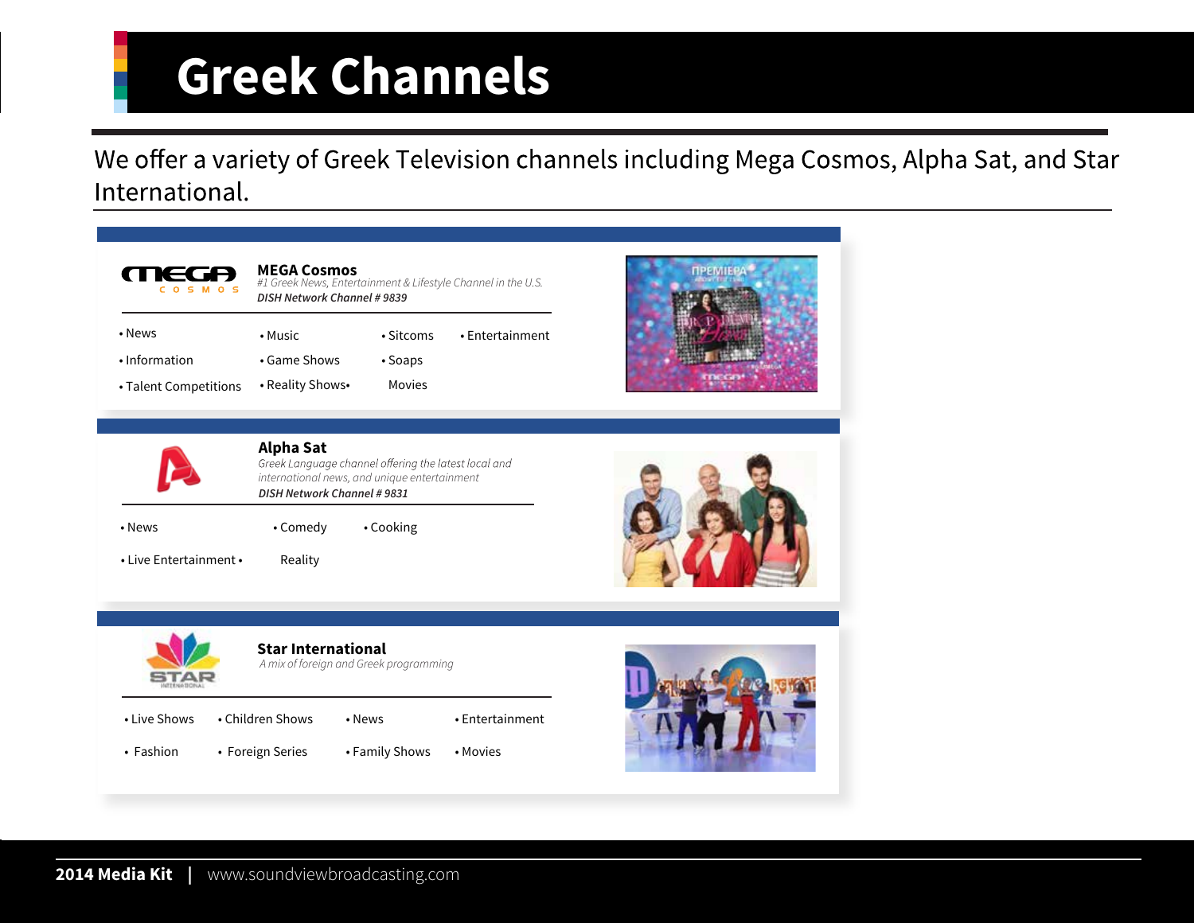# Greek Channels

We offer a variety of Greek Television channels including Mega Cosmos, Alpha Sat, and Star International.

## MEGA Cosmos

*#1 Greek News, Entertainment & Lifestyle Channel in the U.S.*

***DISH Network Channel # 9839***

- News
- Information
- Talent Competitions
- Music
- Game Shows
- Reality Shows
- Sitcoms
- Soaps
- Movies
- Entertainment

## Alpha Sat

*Greek Language channel offering the latest local and international news, and unique entertainment*

***DISH Network Channel # 9831***

- News
- Live Entertainment
- Comedy
- Cooking
- Reality

## Star International

*A mix of foreign and Greek programming*

- Live Shows
- Fashion
- Children Shows
- Foreign Series
- News
- Family Shows
- Entertainment
- Movies

**2014 Media Kit** | www.soundviewbroadcasting.com